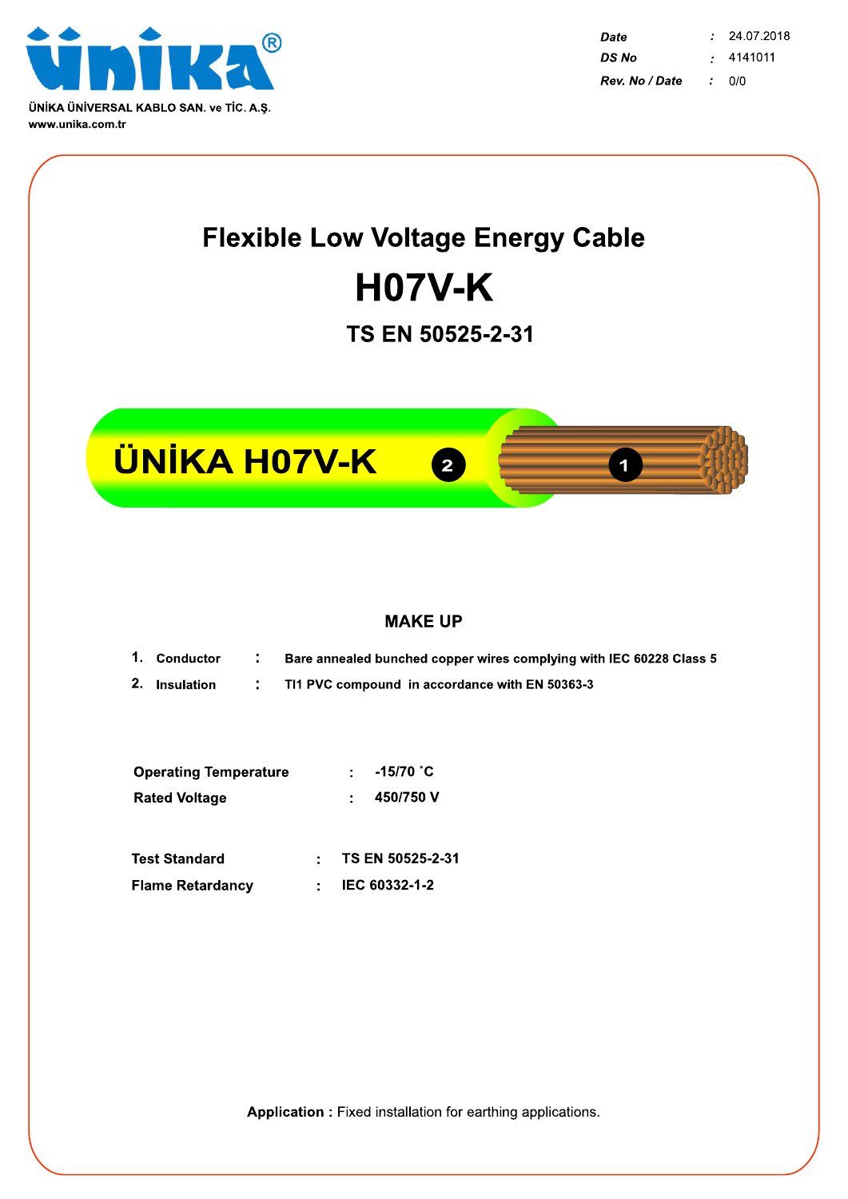ÜNİKA ÜNİVERSAL KABLO SAN. ve TİC. A.Ş.
www.unika.com.tr

| | | |
|---|---|---|
| *Date* | : | 24.07.2018 |
| *DS No* | : | 4141011 |
| *Rev. No / Date* | : | 0/0 |

# Flexible Low Voltage Energy Cable

# H07V-K

## TS EN 50525-2-31

ÜNİKA H07V-K

### MAKE UP

1. **Conductor** : **Bare annealed bunched copper wires complying with IEC 60228 Class 5**
2. **Insulation** : **TI1 PVC compound in accordance with EN 50363-3**

| | | |
|---|---|---|
| **Operating Temperature** | : | **-15/70 ˚C** |
| **Rated Voltage** | : | **450/750 V** |

| | | |
|---|---|---|
| **Test Standard** | : | **TS EN 50525-2-31** |
| **Flame Retardancy** | : | **IEC 60332-1-2** |

**Application :** Fixed installation for earthing applications.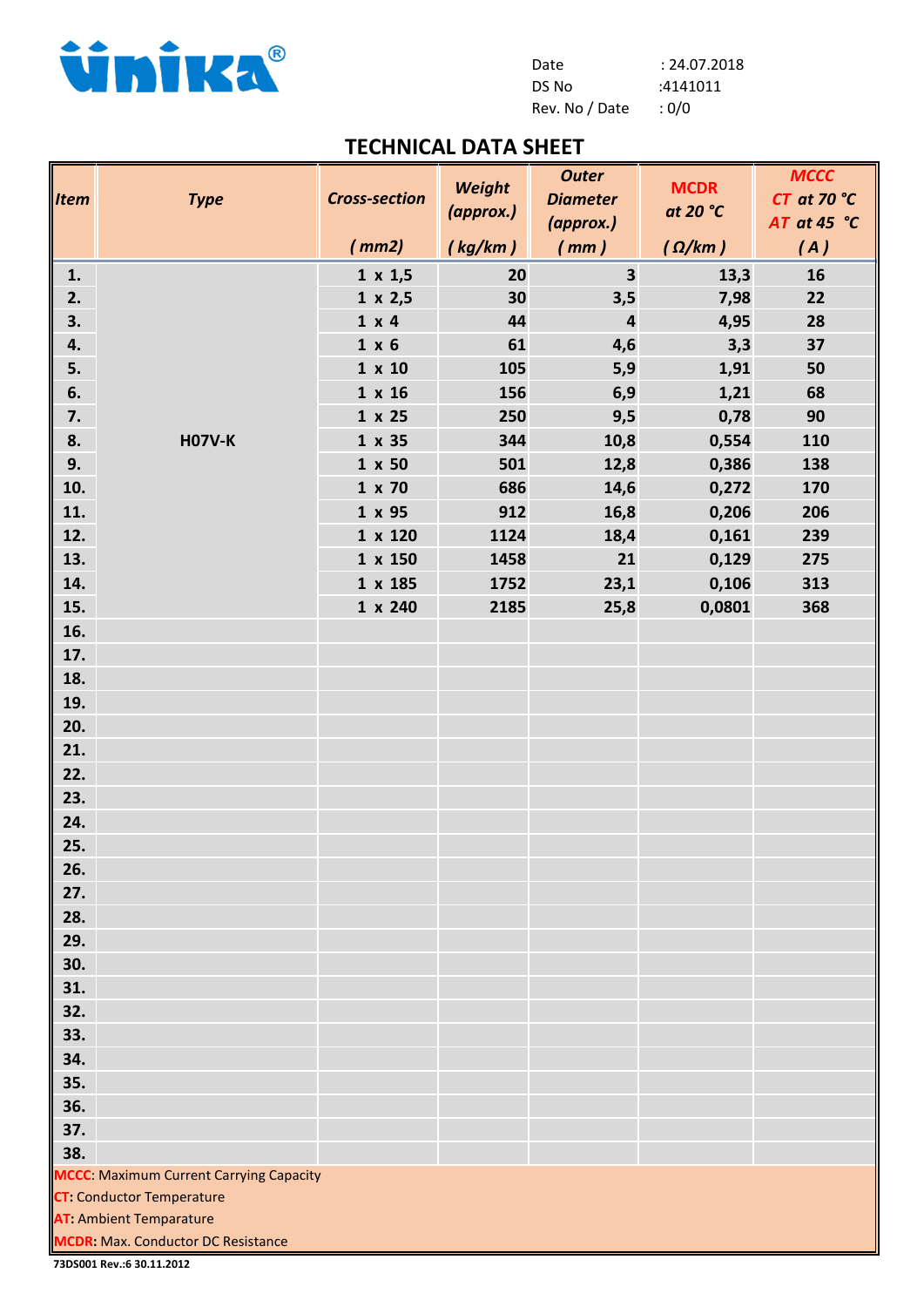unika®

Date : 24.07.2018
DS No :4141011
Rev. No / Date : 0/0

# TECHNICAL DATA SHEET

| Item | Type | Cross-section ( mm2) | Weight (approx.) ( kg/km ) | Outer Diameter (approx.) ( mm ) | MCDR at 20 °C ( Ω/km ) | MCCC CT at 70 °C AT at 45 °C ( A ) |
|---|---|---|---|---|---|---|
| 1. | H07V-K | 1 x 1,5 | 20 | 3 | 13,3 | 16 |
| 2. | | 1 x 2,5 | 30 | 3,5 | 7,98 | 22 |
| 3. | | 1 x 4 | 44 | 4 | 4,95 | 28 |
| 4. | | 1 x 6 | 61 | 4,6 | 3,3 | 37 |
| 5. | | 1 x 10 | 105 | 5,9 | 1,91 | 50 |
| 6. | | 1 x 16 | 156 | 6,9 | 1,21 | 68 |
| 7. | | 1 x 25 | 250 | 9,5 | 0,78 | 90 |
| 8. | | 1 x 35 | 344 | 10,8 | 0,554 | 110 |
| 9. | | 1 x 50 | 501 | 12,8 | 0,386 | 138 |
| 10. | | 1 x 70 | 686 | 14,6 | 0,272 | 170 |
| 11. | | 1 x 95 | 912 | 16,8 | 0,206 | 206 |
| 12. | | 1 x 120 | 1124 | 18,4 | 0,161 | 239 |
| 13. | | 1 x 150 | 1458 | 21 | 0,129 | 275 |
| 14. | | 1 x 185 | 1752 | 23,1 | 0,106 | 313 |
| 15. | | 1 x 240 | 2185 | 25,8 | 0,0801 | 368 |
| 16. | | | | | | |
| 17. | | | | | | |
| 18. | | | | | | |
| 19. | | | | | | |
| 20. | | | | | | |
| 21. | | | | | | |
| 22. | | | | | | |
| 23. | | | | | | |
| 24. | | | | | | |
| 25. | | | | | | |
| 26. | | | | | | |
| 27. | | | | | | |
| 28. | | | | | | |
| 29. | | | | | | |
| 30. | | | | | | |
| 31. | | | | | | |
| 32. | | | | | | |
| 33. | | | | | | |
| 34. | | | | | | |
| 35. | | | | | | |
| 36. | | | | | | |
| 37. | | | | | | |
| 38. | | | | | | |

**MCCC**: Maximum Current Carrying Capacity
**CT:** Conductor Temperature
**AT:** Ambient Temparature
**MCDR:** Max. Conductor DC Resistance

73DS001 Rev.:6 30.11.2012